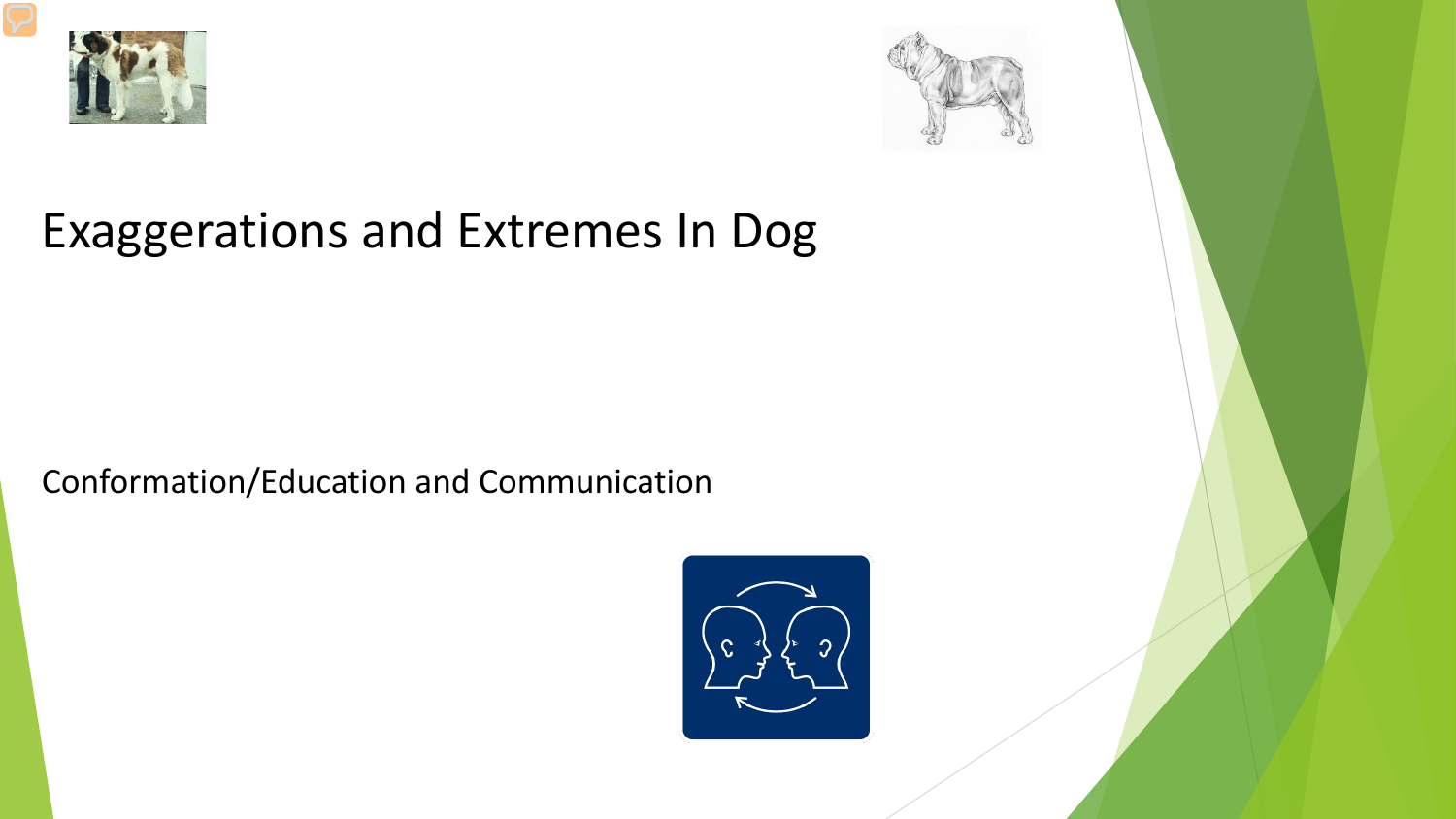# Exaggerations and Extremes In Dog

Conformation/Education and Communication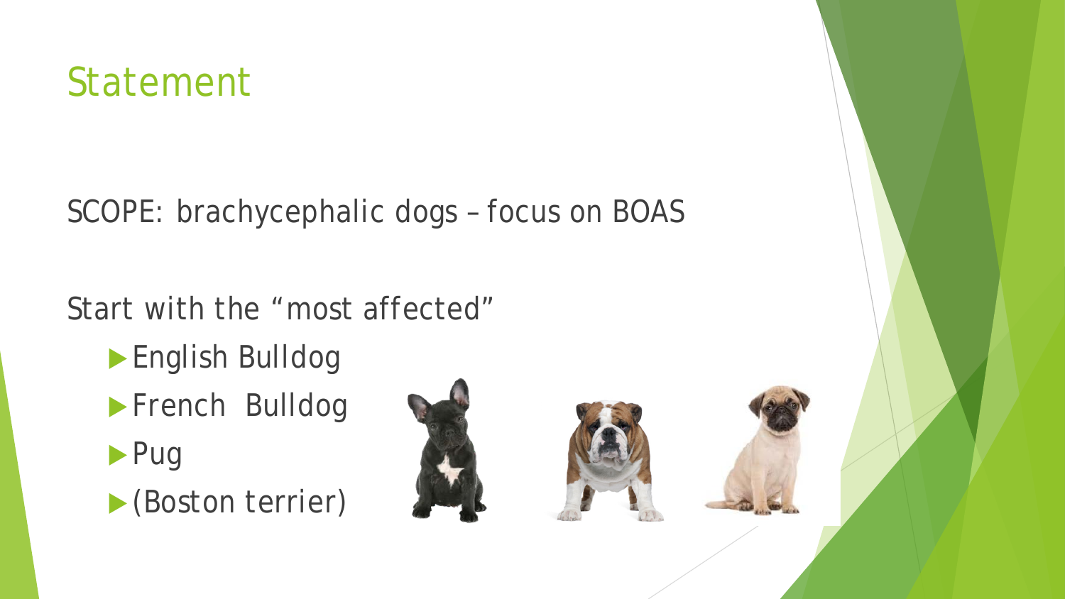# Statement

SCOPE: brachycephalic dogs – focus on BOAS

Start with the "most affected"

- English Bulldog
- French  Bulldog
- Pug
- (Boston terrier)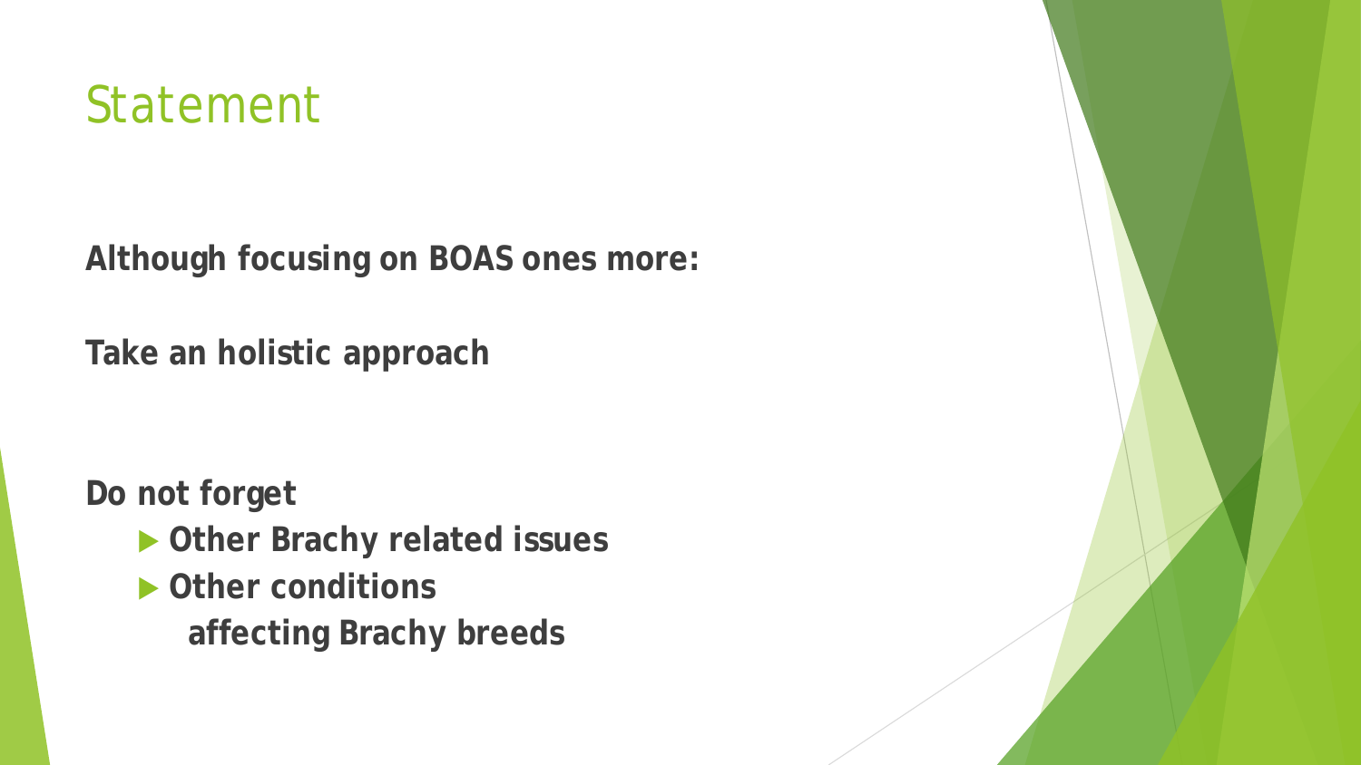# Statement

**Although focusing on BOAS ones more:**

**Take an holistic approach**

**Do not forget**

- **Other Brachy related issues**
- **Other conditions affecting Brachy breeds**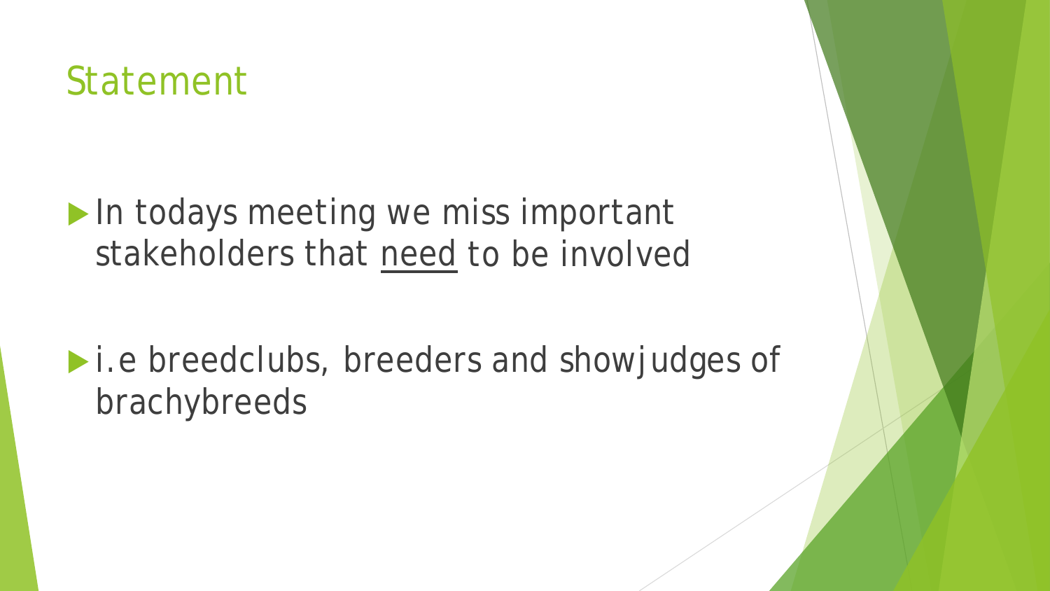# Statement

- In todays meeting we miss important stakeholders that <u>need</u> to be involved
- i.e breedclubs, breeders and showjudges of brachybreeds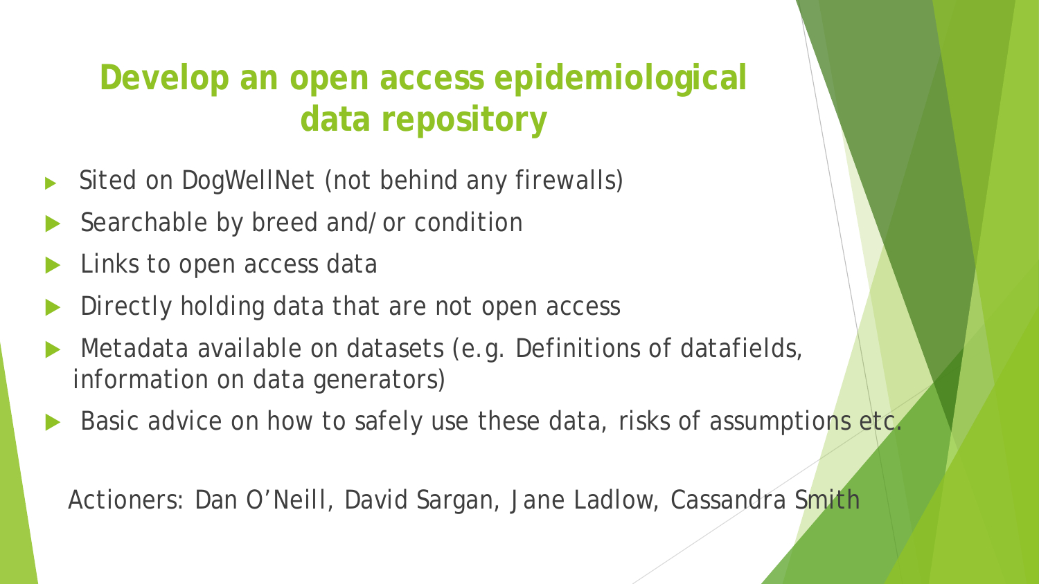# Develop an open access epidemiological data repository

- Sited on DogWellNet (not behind any firewalls)
- Searchable by breed and/or condition
- Links to open access data
- Directly holding data that are not open access
- Metadata available on datasets (e.g. Definitions of datafields, information on data generators)
- Basic advice on how to safely use these data, risks of assumptions etc.

Actioners: Dan O'Neill, David Sargan, Jane Ladlow, Cassandra Smith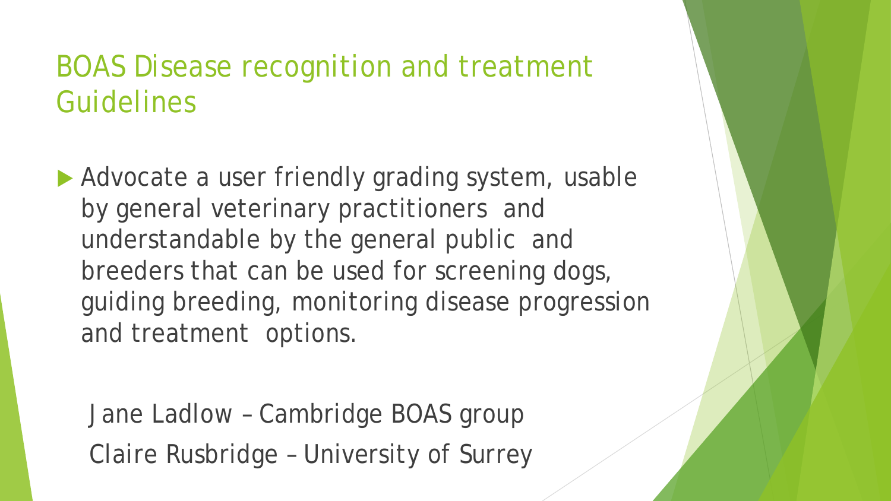# BOAS Disease recognition and treatment Guidelines

- Advocate a user friendly grading system, usable by general veterinary practitioners and understandable by the general public and breeders that can be used for screening dogs, guiding breeding, monitoring disease progression and treatment options.

Jane Ladlow – Cambridge BOAS group

Claire Rusbridge – University of Surrey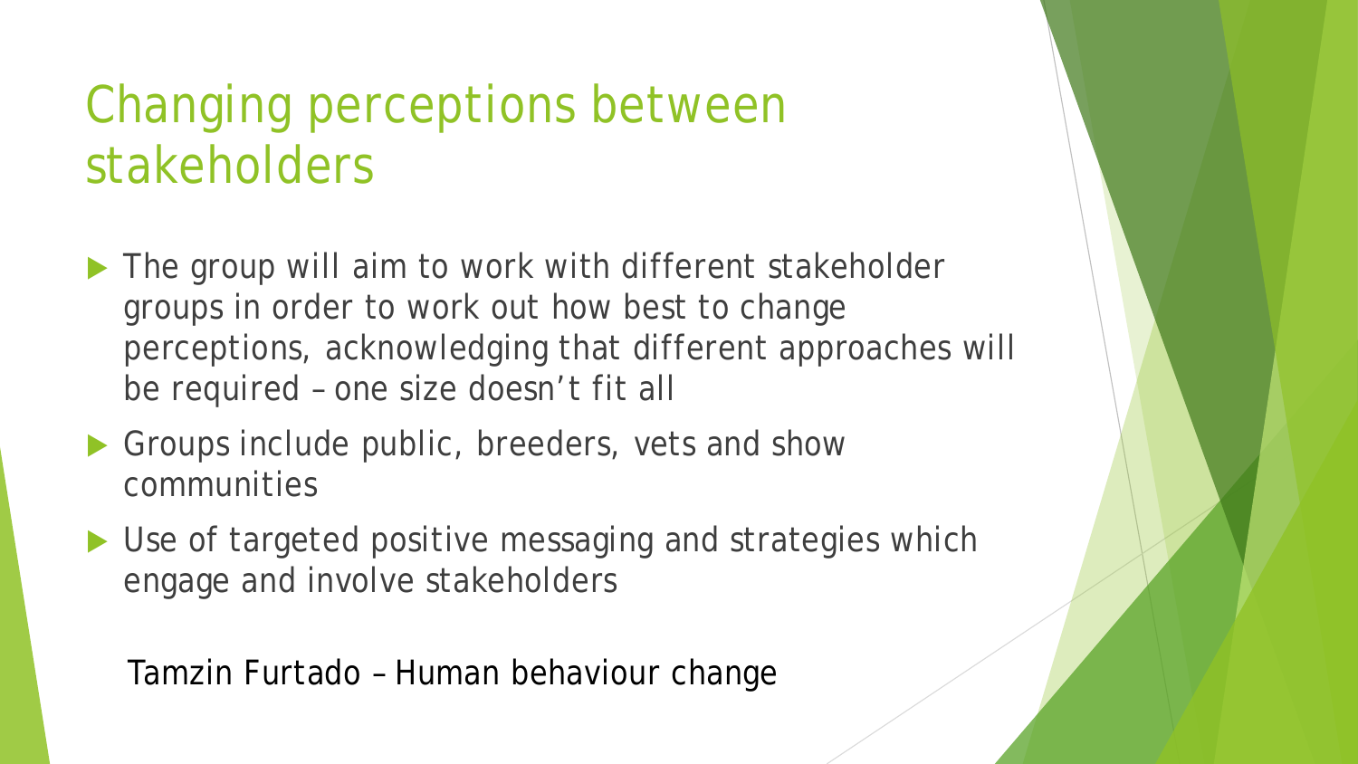# Changing perceptions between stakeholders

- The group will aim to work with different stakeholder groups in order to work out how best to change perceptions, acknowledging that different approaches will be required – one size doesn't fit all
- Groups include public, breeders, vets and show communities
- Use of targeted positive messaging and strategies which engage and involve stakeholders

Tamzin Furtado – Human behaviour change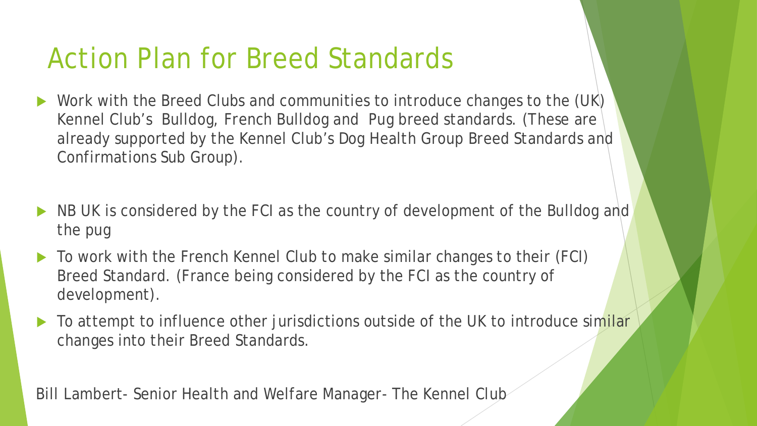# Action Plan for Breed Standards

- Work with the Breed Clubs and communities to introduce changes to the (UK) Kennel Club's Bulldog, French Bulldog and Pug breed standards. (These are already supported by the Kennel Club's Dog Health Group Breed Standards and Confirmations Sub Group).
- NB UK is considered by the FCI as the country of development of the Bulldog and the pug
- To work with the French Kennel Club to make similar changes to their (FCI) Breed Standard. (France being considered by the FCI as the country of development).
- To attempt to influence other jurisdictions outside of the UK to introduce similar changes into their Breed Standards.

Bill Lambert- Senior Health and Welfare Manager- The Kennel Club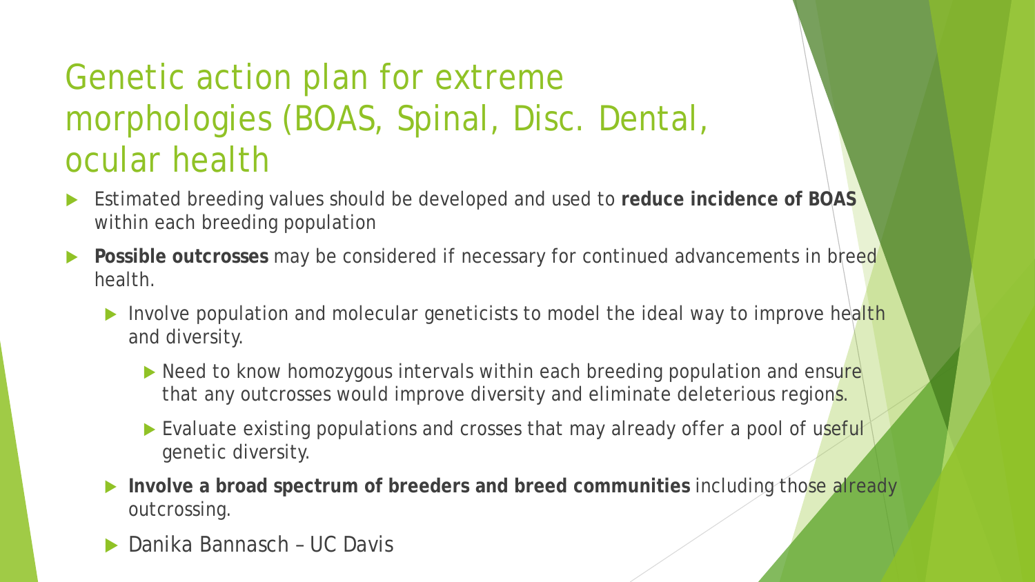# Genetic action plan for extreme morphologies (BOAS, Spinal, Disc. Dental, ocular health

- Estimated breeding values should be developed and used to **reduce incidence of BOAS** within each breeding population
- **Possible outcrosses** may be considered if necessary for continued advancements in breed health.
  - Involve population and molecular geneticists to model the ideal way to improve health and diversity.
    - Need to know homozygous intervals within each breeding population and ensure that any outcrosses would improve diversity and eliminate deleterious regions.
    - Evaluate existing populations and crosses that may already offer a pool of useful genetic diversity.
  - **Involve a broad spectrum of breeders and breed communities** including those already outcrossing.
  - Danika Bannasch – UC Davis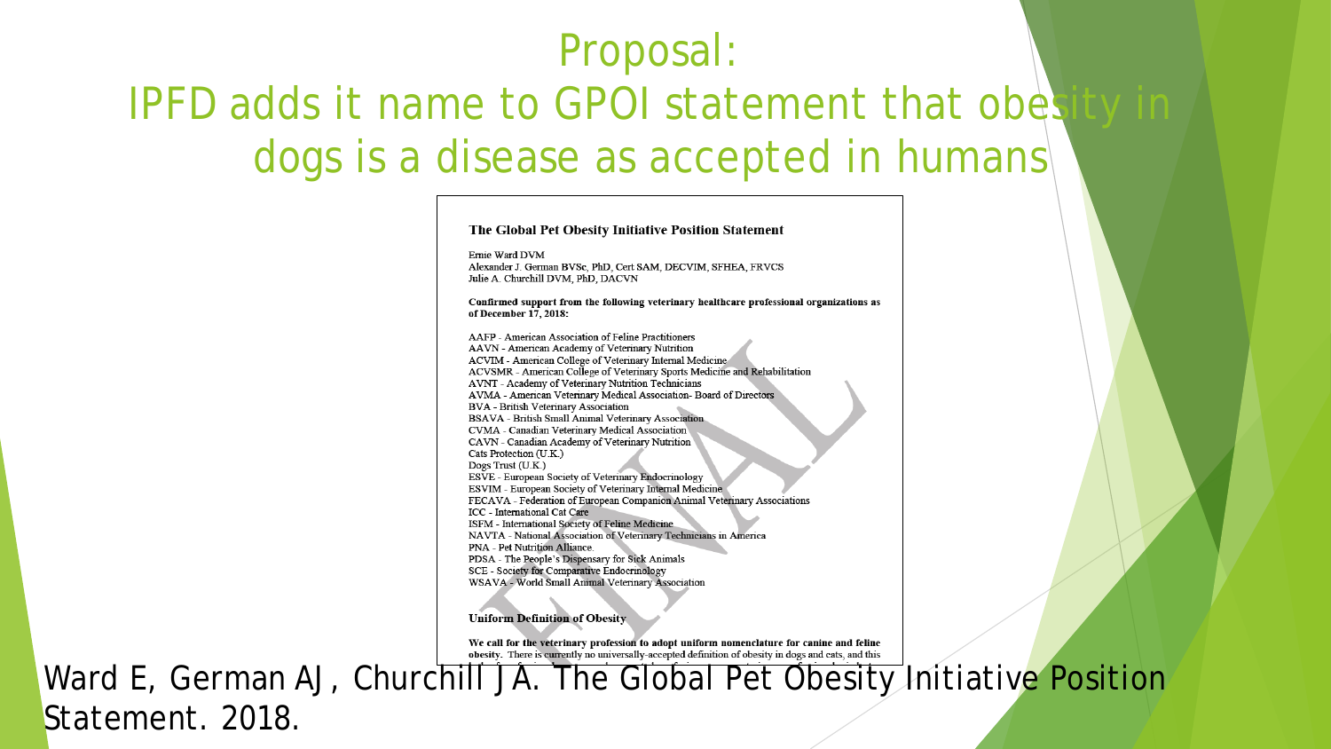# Proposal:

## IPFD adds it name to GPOI statement that obesity in dogs is a disease as accepted in humans

**The Global Pet Obesity Initiative Position Statement**

Ernie Ward DVM
Alexander J. German BVSc, PhD, Cert SAM, DECVIM, SFHEA, FRVCS
Julie A. Churchill DVM, PhD, DACVN

**Confirmed support from the following veterinary healthcare professional organizations as of December 17, 2018:**

AAFP - American Association of Feline Practitioners
AAVN - American Academy of Veterinary Nutrition
ACVIM - American College of Veterinary Internal Medicine
ACVSMR - American College of Veterinary Sports Medicine and Rehabilitation
AVNT - Academy of Veterinary Nutrition Technicians
AVMA - American Veterinary Medical Association- Board of Directors
BVA - British Veterinary Association
BSAVA - British Small Animal Veterinary Association
CVMA - Canadian Veterinary Medical Association
CAVN - Canadian Academy of Veterinary Nutrition
Cats Protection (U.K.)
Dogs Trust (U.K.)
ESVE - European Society of Veterinary Endocrinology
ESVIM - European Society of Veterinary Internal Medicine
FECAVA - Federation of European Companion Animal Veterinary Associations
ICC - International Cat Care
ISFM - International Society of Feline Medicine
NAVTA - National Association of Veterinary Technicians in America
PNA - Pet Nutrition Alliance.
PDSA - The People's Dispensary for Sick Animals
SCE - Society for Comparative Endocrinology
WSAVA - World Small Animal Veterinary Association

**Uniform Definition of Obesity**

**We call for the veterinary profession to adopt uniform nomenclature for canine and feline obesity.** There is currently no universally-accepted definition of obesity in dogs and cats, and this

FINAL

Ward E, German AJ, Churchill JA. The Global Pet Obesity Initiative Position Statement. 2018.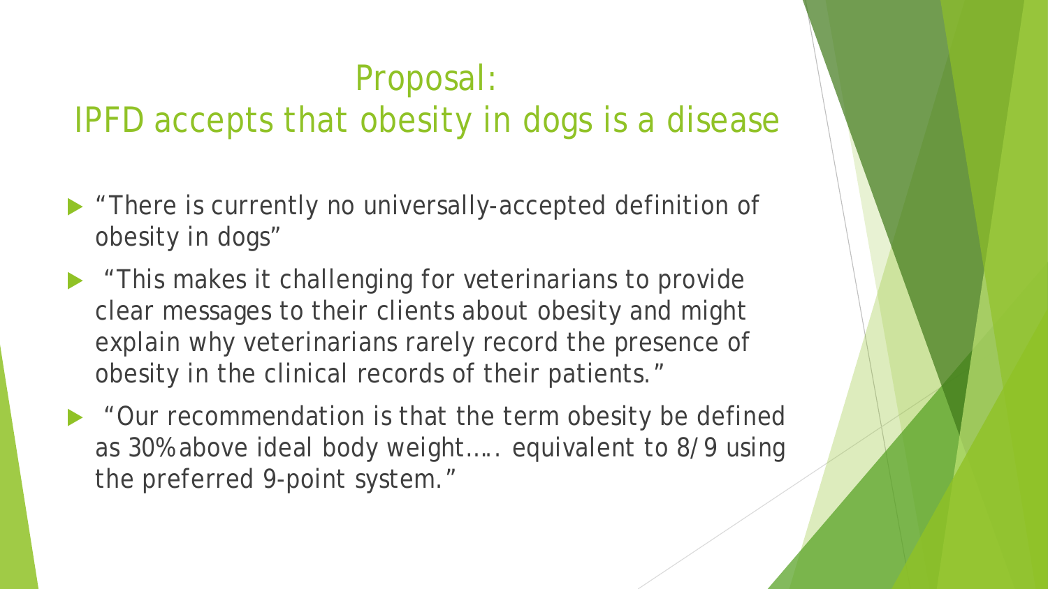# Proposal:
# IPFD accepts that obesity in dogs is a disease

- "There is currently no universally-accepted definition of obesity in dogs"
- "This makes it challenging for veterinarians to provide clear messages to their clients about obesity and might explain why veterinarians rarely record the presence of obesity in the clinical records of their patients."
- "Our recommendation is that the term obesity be defined as 30% above ideal body weight….. equivalent to 8/9 using the preferred 9-point system."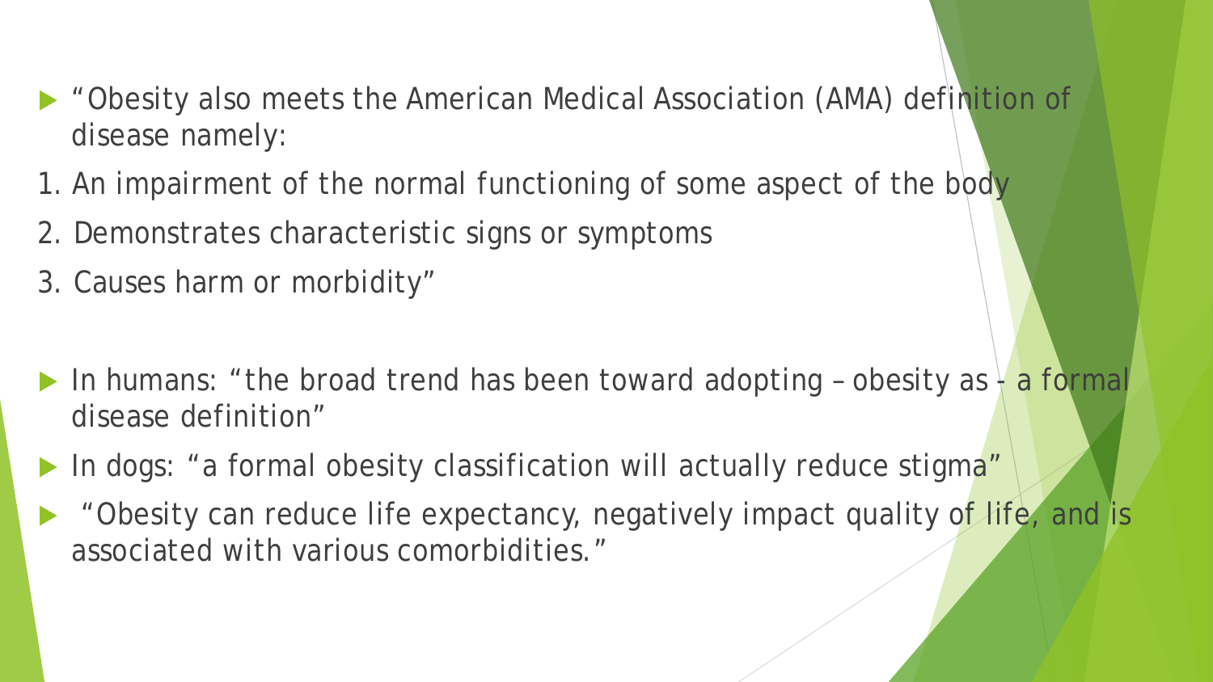- "Obesity also meets the American Medical Association (AMA) definition of disease namely:

1. An impairment of the normal functioning of some aspect of the body
2. Demonstrates characteristic signs or symptoms
3. Causes harm or morbidity"

- In humans: "the broad trend has been toward adopting – obesity as - a formal disease definition"
- In dogs: "a formal obesity classification will actually reduce stigma"
- "Obesity can reduce life expectancy, negatively impact quality of life, and is associated with various comorbidities."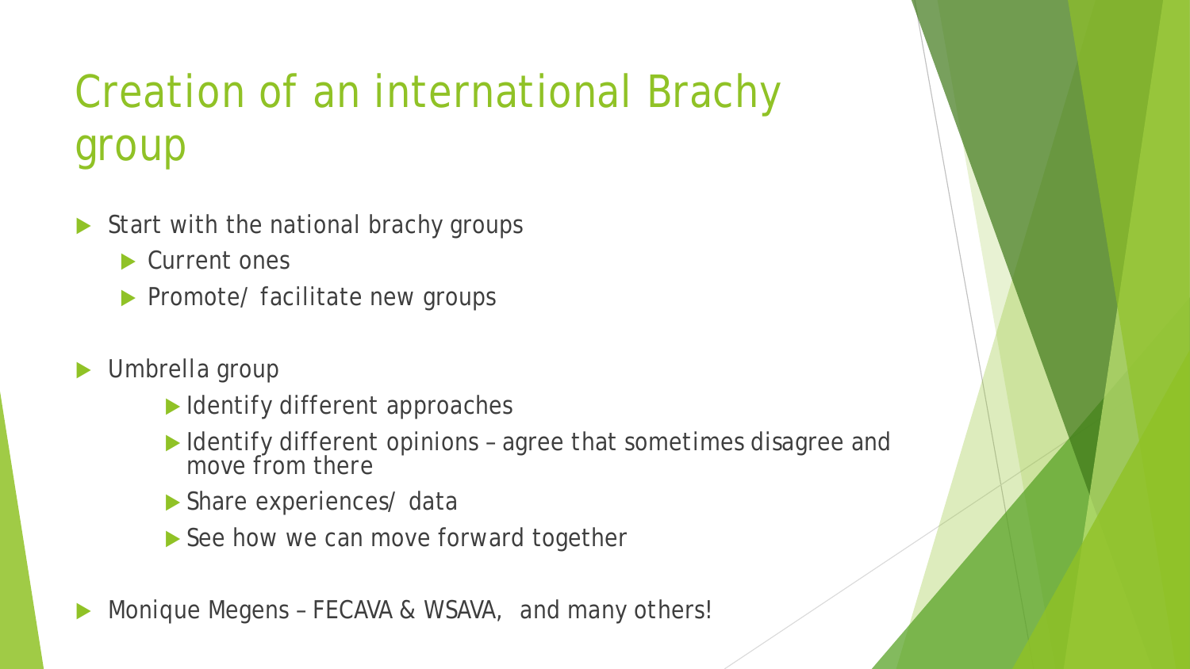# Creation of an international Brachy group

- Start with the national brachy groups
  - Current ones
  - Promote/ facilitate new groups
- Umbrella group
  - Identify different approaches
  - Identify different opinions – agree that sometimes disagree and move from there
  - Share experiences/ data
  - See how we can move forward together
- Monique Megens – FECAVA & WSAVA, and many others!